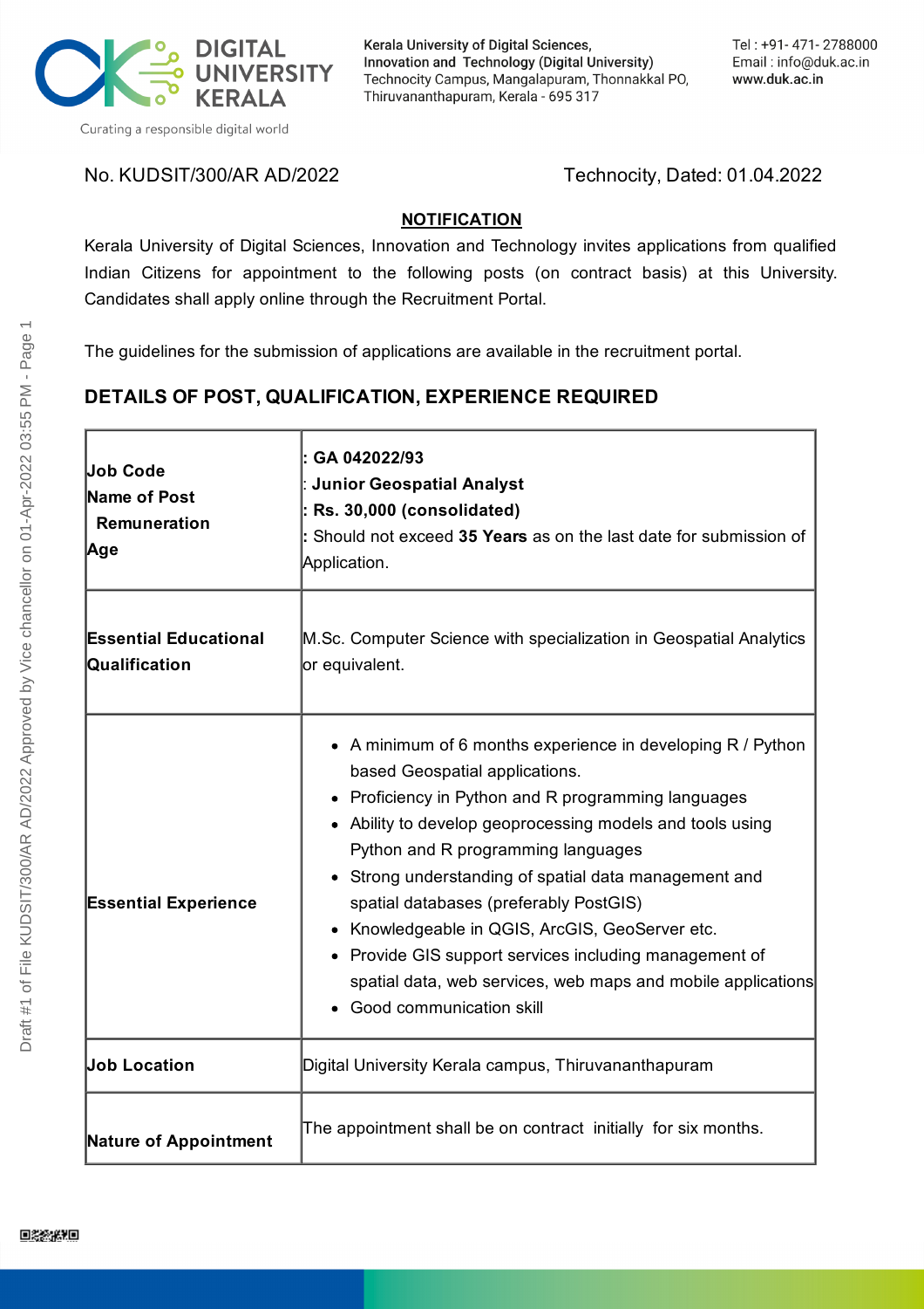DIGITAL UNIVERSITY KERALA

Curating a responsible digital world

Kerala University of Digital Sciences, Innovation and Technology (Digital University)
Technocity Campus, Mangalapuram, Thonnakkal PO, Thiruvananthapuram, Kerala - 695 317

Tel : +91- 471- 2788000
Email : info@duk.ac.in
www.duk.ac.in

No. KUDSIT/300/AR AD/2022 Technocity, Dated: 01.04.2022

**NOTIFICATION**

Kerala University of Digital Sciences, Innovation and Technology invites applications from qualified Indian Citizens for appointment to the following posts (on contract basis) at this University. Candidates shall apply online through the Recruitment Portal.

The guidelines for the submission of applications are available in the recruitment portal.

## DETAILS OF POST, QUALIFICATION, EXPERIENCE REQUIRED

| | |
|---|---|
| **Job Code**<br>**Name of Post**<br>**Remuneration**<br>**Age** | **: GA 042022/93**<br>**: Junior Geospatial Analyst**<br>**: Rs. 30,000 (consolidated)**<br>: Should not exceed **35 Years** as on the last date for submission of Application. |
| **Essential Educational Qualification** | M.Sc. Computer Science with specialization in Geospatial Analytics or equivalent. |
| **Essential Experience** | • A minimum of 6 months experience in developing R / Python based Geospatial applications.<br>• Proficiency in Python and R programming languages<br>• Ability to develop geoprocessing models and tools using Python and R programming languages<br>• Strong understanding of spatial data management and spatial databases (preferably PostGIS)<br>• Knowledgeable in QGIS, ArcGIS, GeoServer etc.<br>• Provide GIS support services including management of spatial data, web services, web maps and mobile applications<br>• Good communication skill |
| **Job Location** | Digital University Kerala campus, Thiruvananthapuram |
| **Nature of Appointment** | The appointment shall be on contract initially for six months. |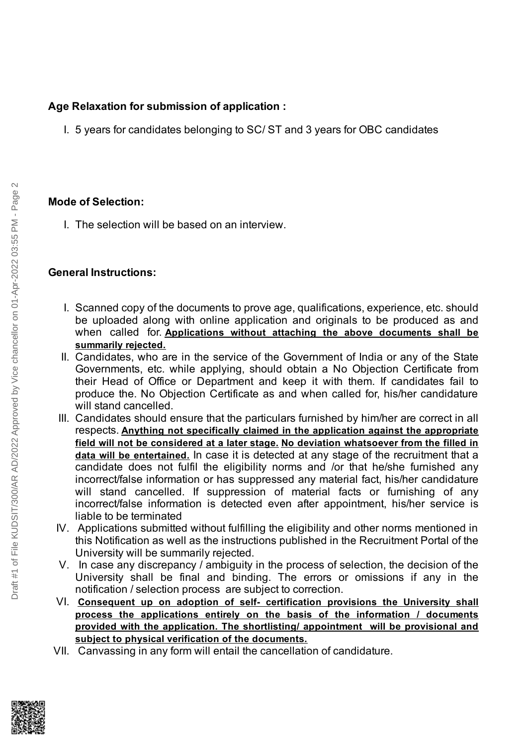**Age Relaxation for submission of application :**

I. 5 years for candidates belonging to SC/ ST and 3 years for OBC candidates

**Mode of Selection:**

I. The selection will be based on an interview.

**General Instructions:**

I. Scanned copy of the documents to prove age, qualifications, experience, etc. should be uploaded along with online application and originals to be produced as and when called for. **Applications without attaching the above documents shall be summarily rejected.**

II. Candidates, who are in the service of the Government of India or any of the State Governments, etc. while applying, should obtain a No Objection Certificate from their Head of Office or Department and keep it with them. If candidates fail to produce the. No Objection Certificate as and when called for, his/her candidature will stand cancelled.

III. Candidates should ensure that the particulars furnished by him/her are correct in all respects. **Anything not specifically claimed in the application against the appropriate field will not be considered at a later stage. No deviation whatsoever from the filled in data will be entertained.** In case it is detected at any stage of the recruitment that a candidate does not fulfil the eligibility norms and /or that he/she furnished any incorrect/false information or has suppressed any material fact, his/her candidature will stand cancelled. If suppression of material facts or furnishing of any incorrect/false information is detected even after appointment, his/her service is liable to be terminated

IV. Applications submitted without fulfilling the eligibility and other norms mentioned in this Notification as well as the instructions published in the Recruitment Portal of the University will be summarily rejected.

V. In case any discrepancy / ambiguity in the process of selection, the decision of the University shall be final and binding. The errors or omissions if any in the notification / selection process are subject to correction.

VI. **Consequent up on adoption of self- certification provisions the University shall process the applications entirely on the basis of the information / documents provided with the application. The shortlisting/ appointment will be provisional and subject to physical verification of the documents.**

VII. Canvassing in any form will entail the cancellation of candidature.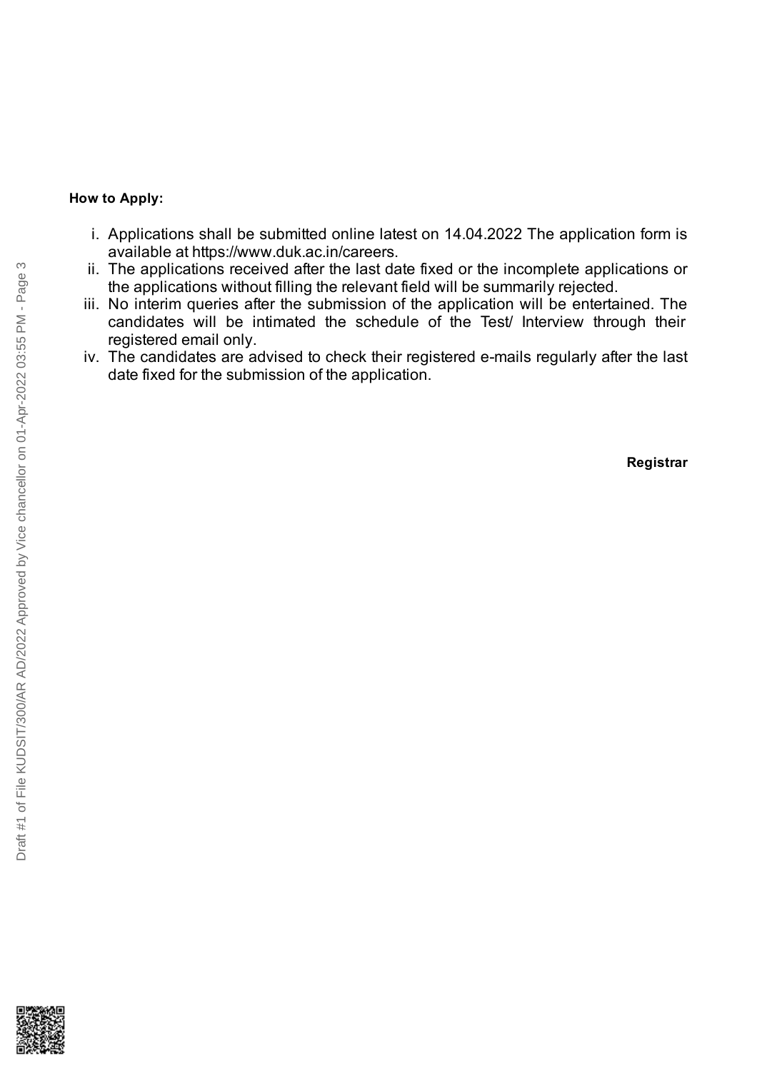**How to Apply:**

i. Applications shall be submitted online latest on 14.04.2022 The application form is available at https://www.duk.ac.in/careers.
ii. The applications received after the last date fixed or the incomplete applications or the applications without filling the relevant field will be summarily rejected.
iii. No interim queries after the submission of the application will be entertained. The candidates will be intimated the schedule of the Test/ Interview through their registered email only.
iv. The candidates are advised to check their registered e-mails regularly after the last date fixed for the submission of the application.

**Registrar**